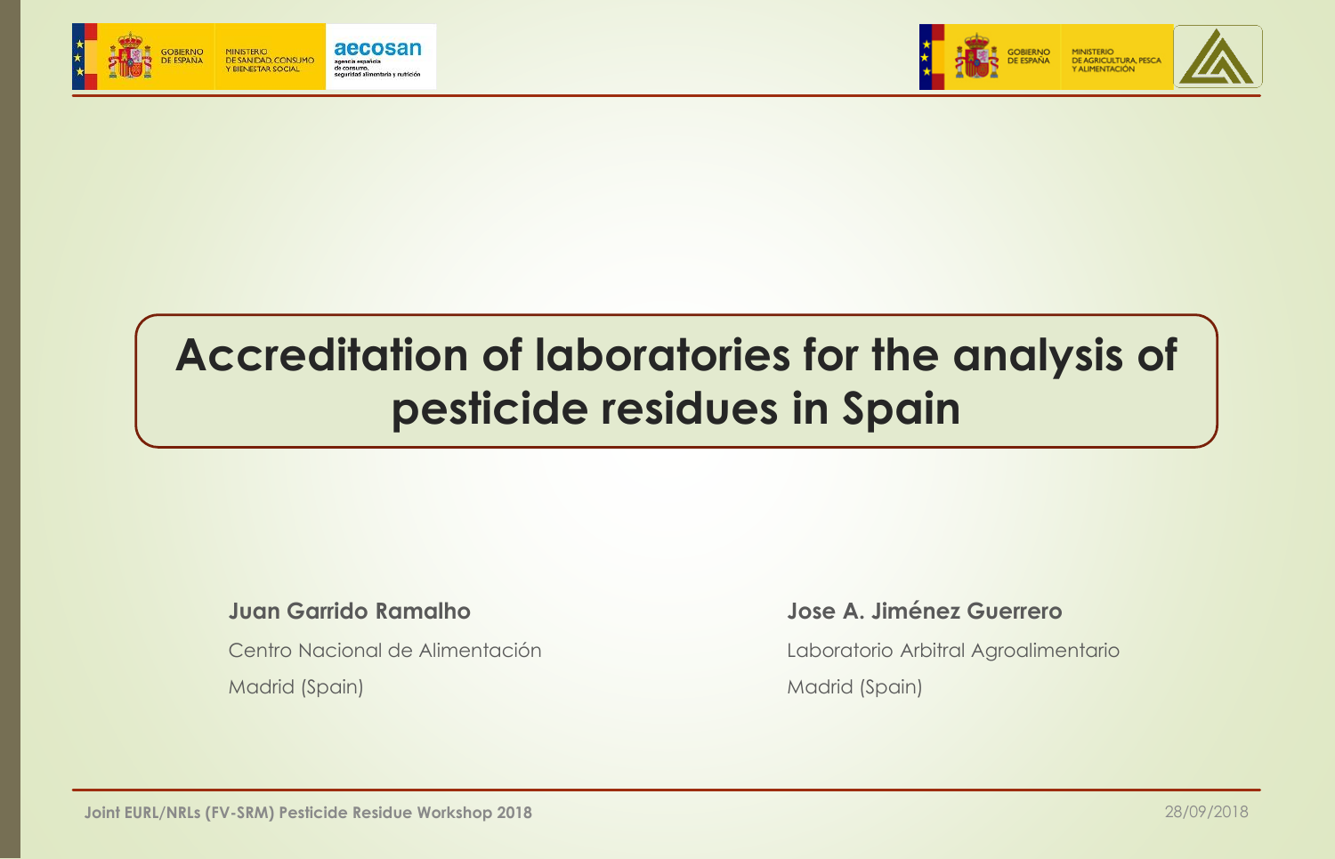# Accreditation of laboratories for the analysis of pesticide residues in Spain

**Juan Garrido Ramalho**

Centro Nacional de Alimentación

Madrid (Spain)

**Jose A. Jiménez Guerrero**

Laboratorio Arbitral Agroalimentario

Madrid (Spain)

**Joint EURL/NRLs (FV-SRM) Pesticide Residue Workshop 2018**

28/09/2018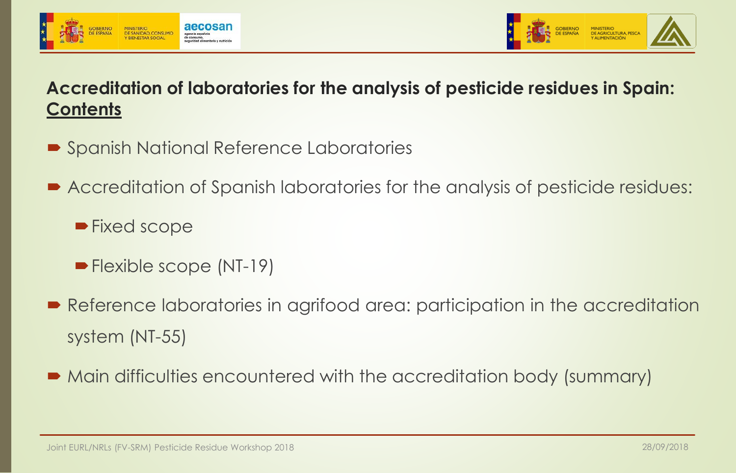## Accreditation of laboratories for the analysis of pesticide residues in Spain: **Contents**

- Spanish National Reference Laboratories
- Accreditation of Spanish laboratories for the analysis of pesticide residues:
  - Fixed scope
  - Flexible scope (NT-19)
- Reference laboratories in agrifood area: participation in the accreditation system (NT-55)
- Main difficulties encountered with the accreditation body (summary)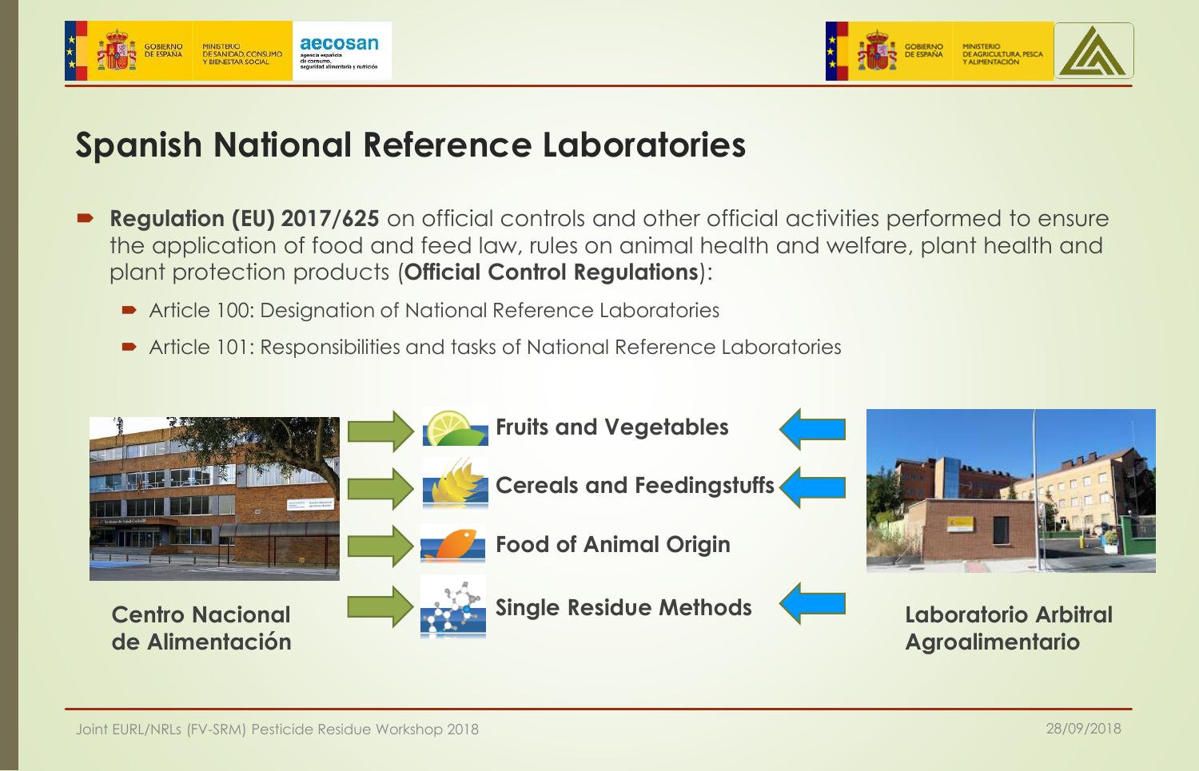# Spanish National Reference Laboratories

- **Regulation (EU) 2017/625** on official controls and other official activities performed to ensure the application of food and feed law, rules on animal health and welfare, plant health and plant protection products (**Official Control Regulations**):
  - Article 100: Designation of National Reference Laboratories
  - Article 101: Responsibilities and tasks of National Reference Laboratories

**Fruits and Vegetables**

**Cereals and Feedingstuffs**

**Food of Animal Origin**

**Single Residue Methods**

**Centro Nacional de Alimentación**

**Laboratorio Arbitral Agroalimentario**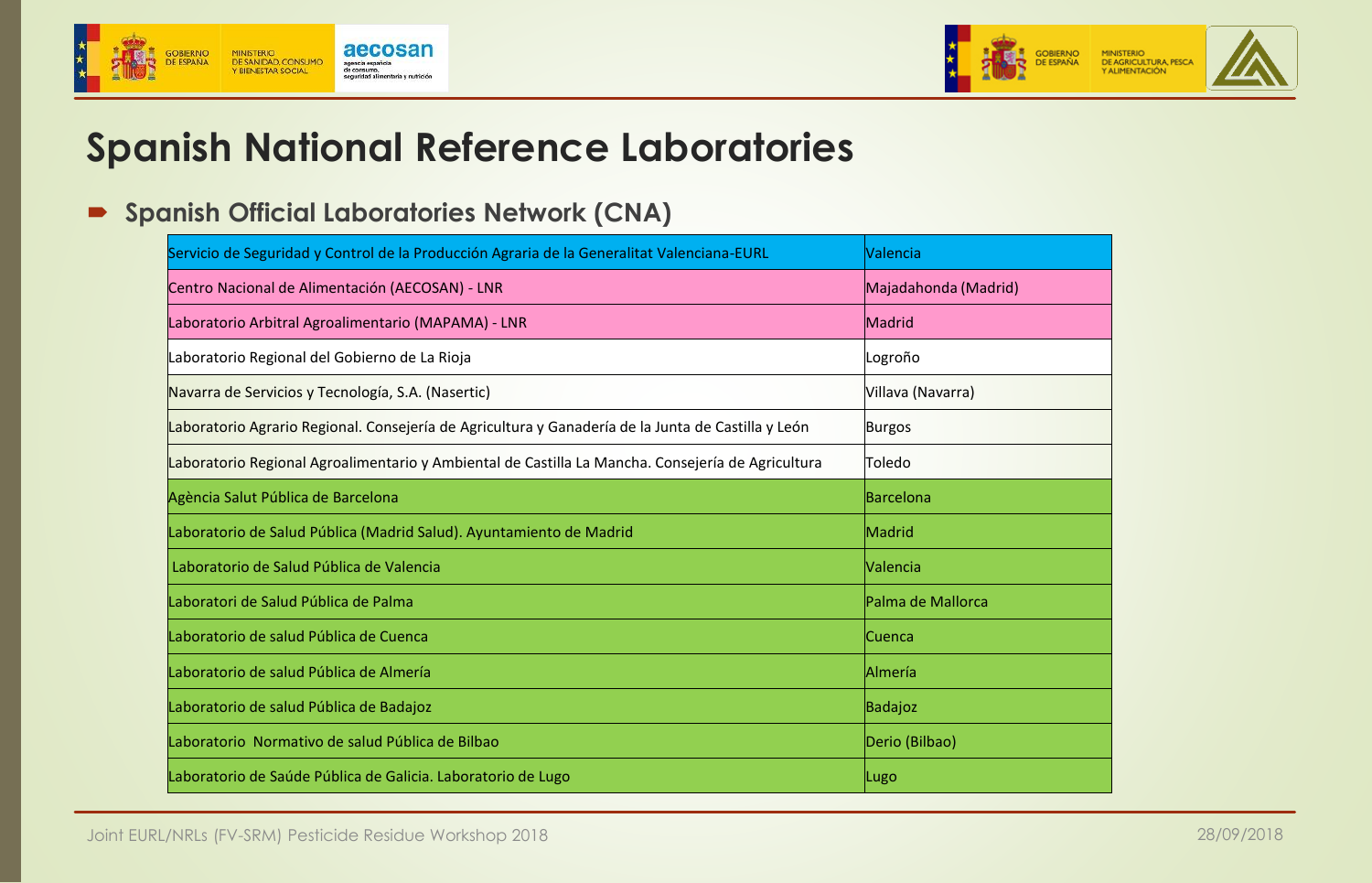# Spanish National Reference Laboratories

## Spanish Official Laboratories Network (CNA)

| Laboratory | Location |
|---|---|
| Servicio de Seguridad y Control de la Producción Agraria de la Generalitat Valenciana-EURL | Valencia |
| Centro Nacional de Alimentación (AECOSAN) - LNR | Majadahonda (Madrid) |
| Laboratorio Arbitral Agroalimentario (MAPAMA) - LNR | Madrid |
| Laboratorio Regional del Gobierno de La Rioja | Logroño |
| Navarra de Servicios y Tecnología, S.A. (Nasertic) | Villava (Navarra) |
| Laboratorio Agrario Regional. Consejería de Agricultura y Ganadería de la Junta de Castilla y León | Burgos |
| Laboratorio Regional Agroalimentario y Ambiental de Castilla La Mancha. Consejería de Agricultura | Toledo |
| Agència Salut Pública de Barcelona | Barcelona |
| Laboratorio de Salud Pública (Madrid Salud). Ayuntamiento de Madrid | Madrid |
| Laboratorio de Salud Pública de Valencia | Valencia |
| Laboratori de Salud Pública de Palma | Palma de Mallorca |
| Laboratorio de salud Pública de Cuenca | Cuenca |
| Laboratorio de salud Pública de Almería | Almería |
| Laboratorio de salud Pública de Badajoz | Badajoz |
| Laboratorio Normativo de salud Pública de Bilbao | Derio (Bilbao) |
| Laboratorio de Saúde Pública de Galicia. Laboratorio de Lugo | Lugo |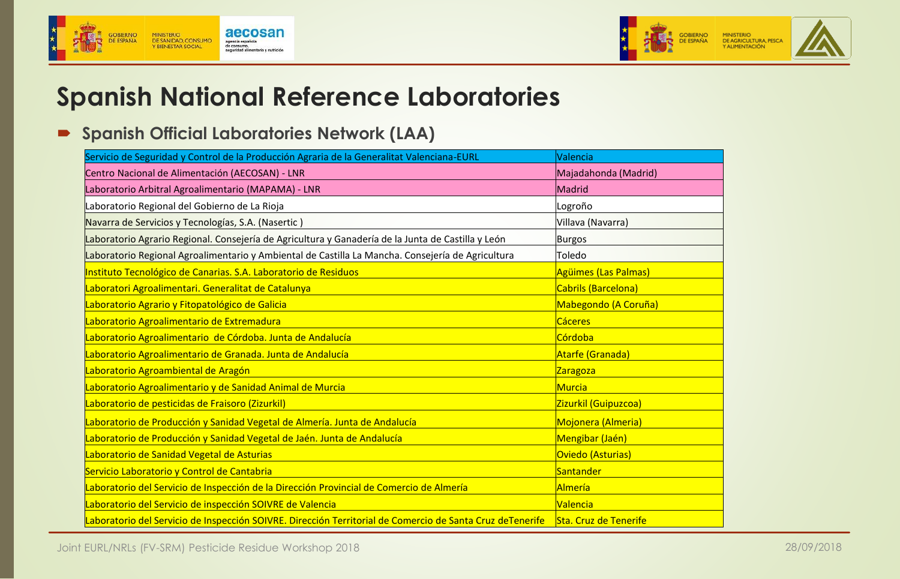# Spanish National Reference Laboratories

- **Spanish Official Laboratories Network (LAA)**

| Servicio de Seguridad y Control de la Producción Agraria de la Generalitat Valenciana-EURL | Valencia |
| --- | --- |
| Centro Nacional de Alimentación (AECOSAN) - LNR | Majadahonda (Madrid) |
| Laboratorio Arbitral Agroalimentario (MAPAMA) - LNR | Madrid |
| Laboratorio Regional del Gobierno de La Rioja | Logroño |
| Navarra de Servicios y Tecnologías, S.A. (Nasertic ) | Villava (Navarra) |
| Laboratorio Agrario Regional. Consejería de Agricultura y Ganadería de la Junta de Castilla y León | Burgos |
| Laboratorio Regional Agroalimentario y Ambiental de Castilla La Mancha. Consejería de Agricultura | Toledo |
| Instituto Tecnológico de Canarias. S.A. Laboratorio de Residuos | Agüimes (Las Palmas) |
| Laboratori Agroalimentari. Generalitat de Catalunya | Cabrils (Barcelona) |
| Laboratorio Agrario y Fitopatológico de Galicia | Mabegondo (A Coruña) |
| Laboratorio Agroalimentario de Extremadura | Cáceres |
| Laboratorio Agroalimentario de Córdoba. Junta de Andalucía | Córdoba |
| Laboratorio Agroalimentario de Granada. Junta de Andalucía | Atarfe (Granada) |
| Laboratorio Agroambiental de Aragón | Zaragoza |
| Laboratorio Agroalimentario y de Sanidad Animal de Murcia | Murcia |
| Laboratorio de pesticidas de Fraisoro (Zizurkil) | Zizurkil (Guipuzcoa) |
| Laboratorio de Producción y Sanidad Vegetal de Almería. Junta de Andalucía | Mojonera (Almeria) |
| Laboratorio de Producción y Sanidad Vegetal de Jaén. Junta de Andalucía | Mengibar (Jaén) |
| Laboratorio de Sanidad Vegetal de Asturias | Oviedo (Asturias) |
| Servicio Laboratorio y Control de Cantabria | Santander |
| Laboratorio del Servicio de Inspección de la Dirección Provincial de Comercio de Almería | Almería |
| Laboratorio del Servicio de inspección SOIVRE de Valencia | Valencia |
| Laboratorio del Servicio de Inspección SOIVRE. Dirección Territorial de Comercio de Santa Cruz deTenerife | Sta. Cruz de Tenerife |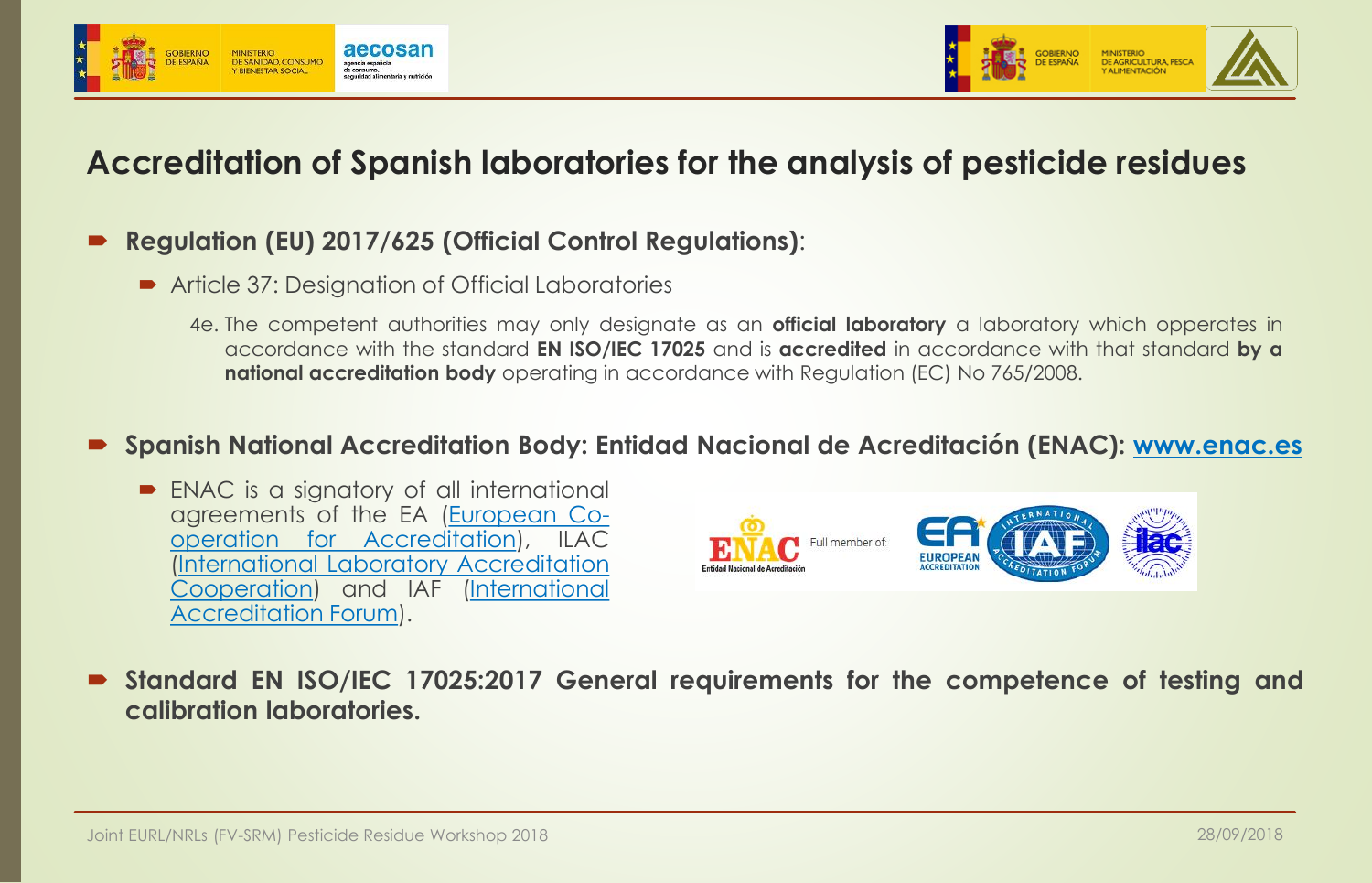# Accreditation of Spanish laboratories for the analysis of pesticide residues

- **Regulation (EU) 2017/625 (Official Control Regulations)**:
  - Article 37: Designation of Official Laboratories

    4e. The competent authorities may only designate as an **official laboratory** a laboratory which opperates in accordance with the standard **EN ISO/IEC 17025** and is **accredited** in accordance with that standard **by a national accreditation body** operating in accordance with Regulation (EC) No 765/2008.

- **Spanish National Accreditation Body: Entidad Nacional de Acreditación (ENAC): www.enac.es**
  - ENAC is a signatory of all international agreements of the EA (European Co-operation for Accreditation), ILAC (International Laboratory Accreditation Cooperation) and IAF (International Accreditation Forum).

- **Standard EN ISO/IEC 17025:2017 General requirements for the competence of testing and calibration laboratories.**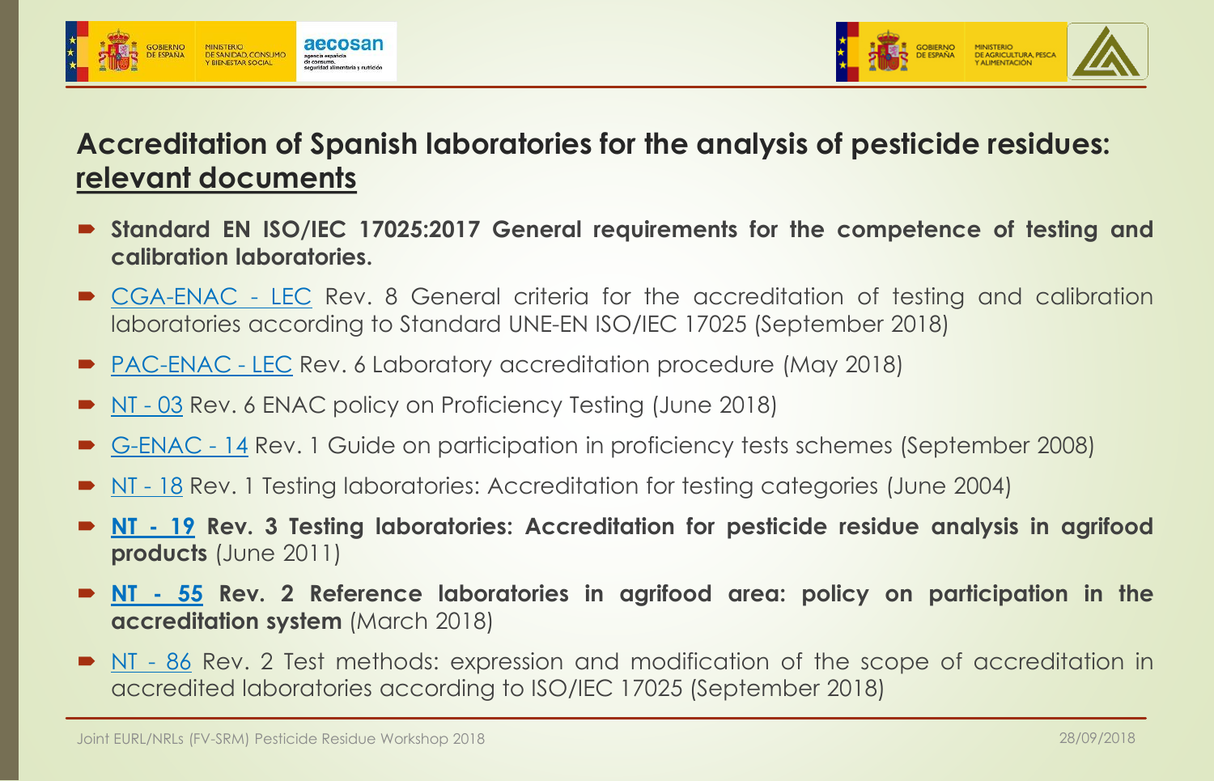## Accreditation of Spanish laboratories for the analysis of pesticide residues: relevant documents

- **Standard EN ISO/IEC 17025:2017 General requirements for the competence of testing and calibration laboratories.**
- CGA-ENAC - LEC Rev. 8 General criteria for the accreditation of testing and calibration laboratories according to Standard UNE-EN ISO/IEC 17025 (September 2018)
- PAC-ENAC - LEC Rev. 6 Laboratory accreditation procedure (May 2018)
- NT - 03 Rev. 6 ENAC policy on Proficiency Testing (June 2018)
- G-ENAC - 14 Rev. 1 Guide on participation in proficiency tests schemes (September 2008)
- NT - 18 Rev. 1 Testing laboratories: Accreditation for testing categories (June 2004)
- **NT - 19 Rev. 3 Testing laboratories: Accreditation for pesticide residue analysis in agrifood products** (June 2011)
- **NT - 55 Rev. 2 Reference laboratories in agrifood area: policy on participation in the accreditation system** (March 2018)
- NT - 86 Rev. 2 Test methods: expression and modification of the scope of accreditation in accredited laboratories according to ISO/IEC 17025 (September 2018)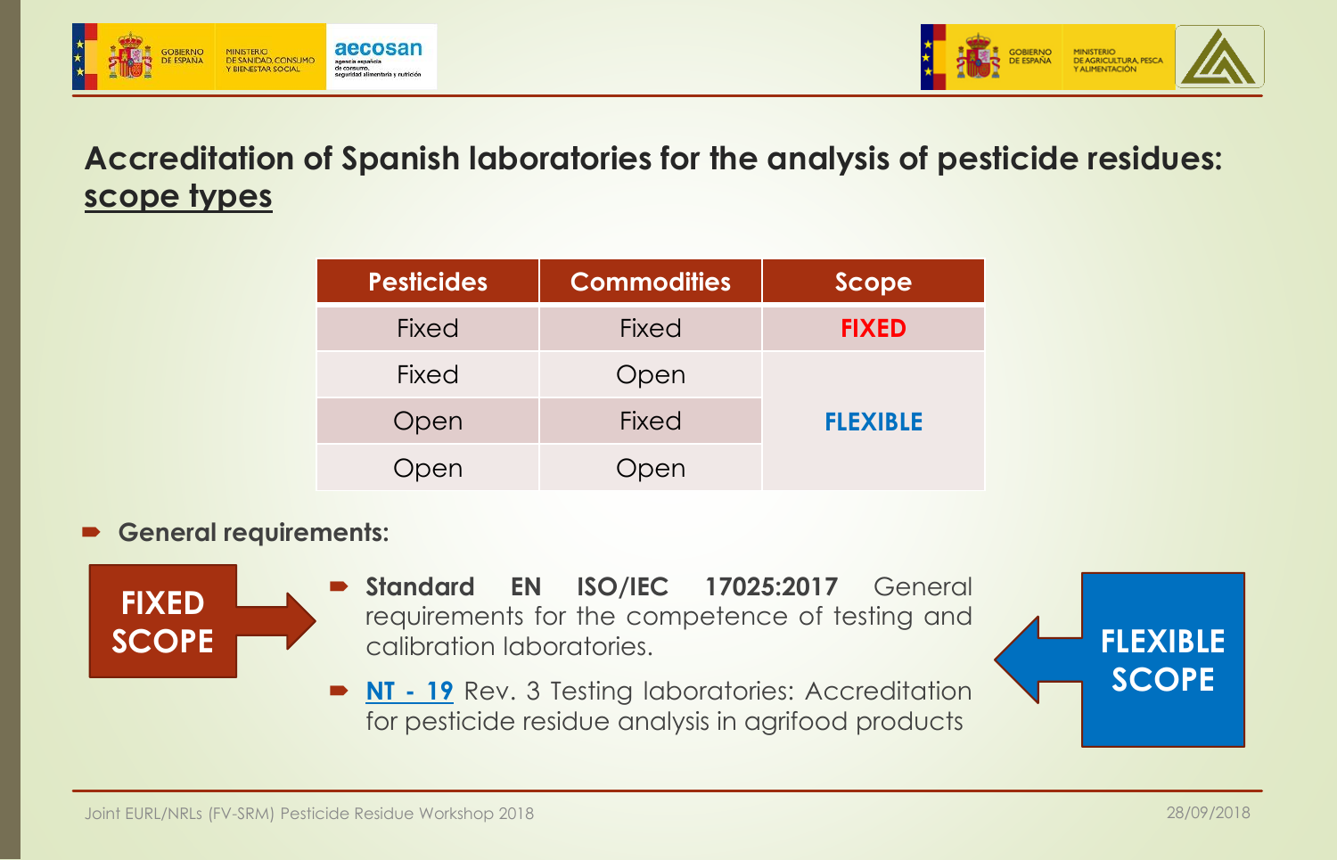## Accreditation of Spanish laboratories for the analysis of pesticide residues: scope types

| Pesticides | Commodities | Scope |
| --- | --- | --- |
| Fixed | Fixed | **FIXED** |
| Fixed | Open | **FLEXIBLE** |
| Open | Fixed | |
| Open | Open | |

- **General requirements:**

**FIXED SCOPE**

- **Standard EN ISO/IEC 17025:2017** General requirements for the competence of testing and calibration laboratories.
- **NT - 19** Rev. 3 Testing laboratories: Accreditation for pesticide residue analysis in agrifood products

**FLEXIBLE SCOPE**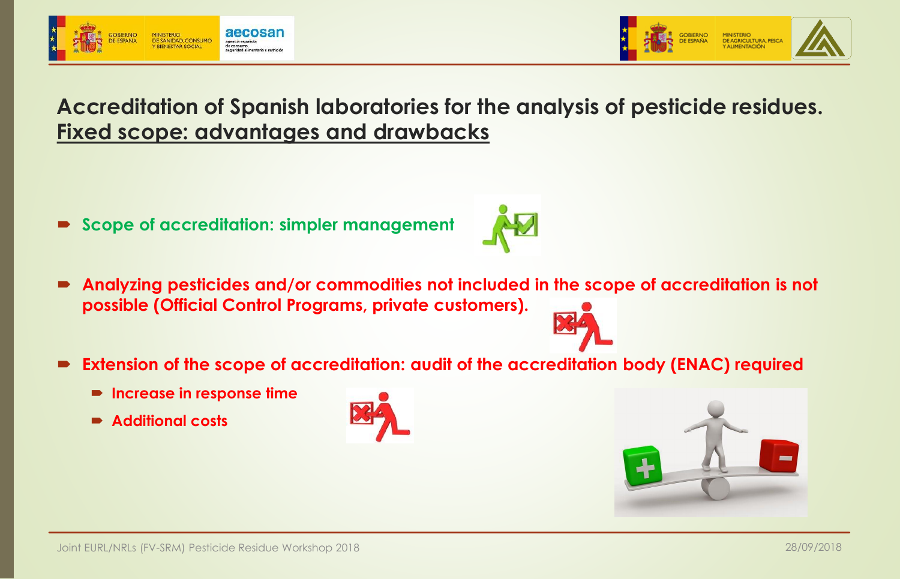## Accreditation of Spanish laboratories for the analysis of pesticide residues. Fixed scope: advantages and drawbacks

- Scope of accreditation: simpler management
- Analyzing pesticides and/or commodities not included in the scope of accreditation is not possible (Official Control Programs, private customers).
- Extension of the scope of accreditation: audit of the accreditation body (ENAC) required
  - Increase in response time
  - Additional costs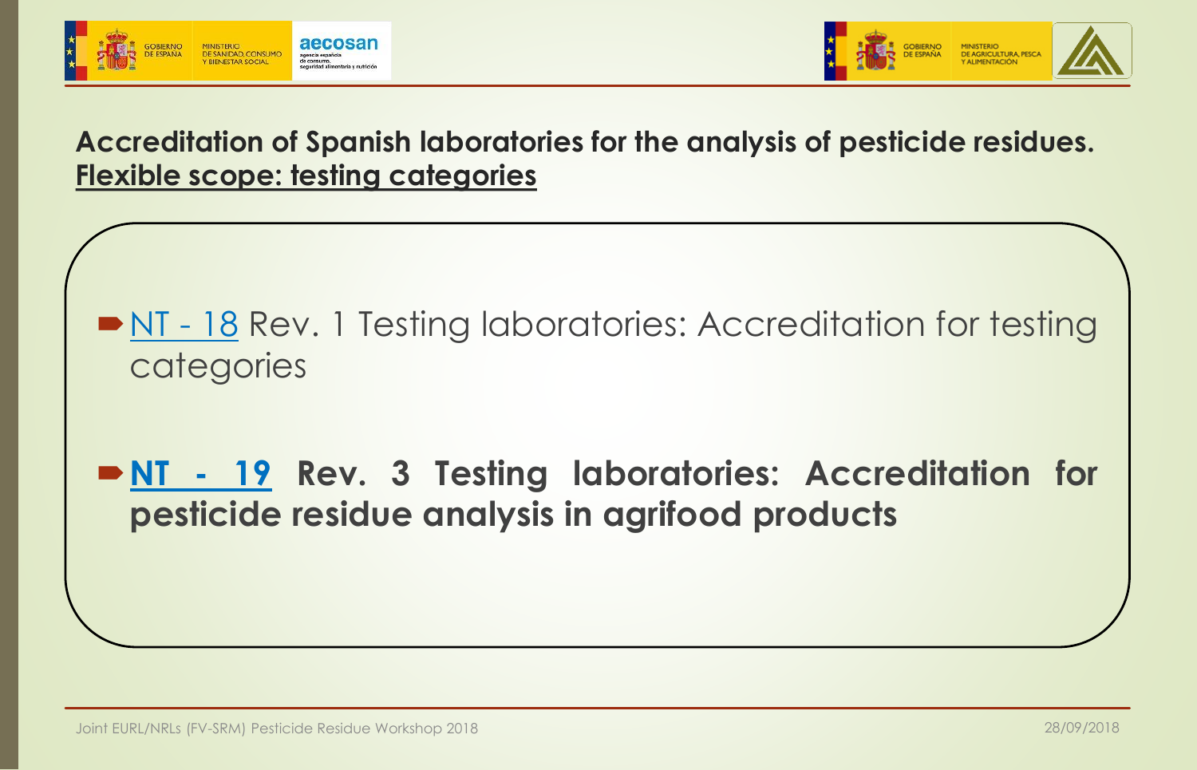## Accreditation of Spanish laboratories for the analysis of pesticide residues. Flexible scope: testing categories

- NT - 18 Rev. 1 Testing laboratories: Accreditation for testing categories
- **NT - 19 Rev. 3 Testing laboratories: Accreditation for pesticide residue analysis in agrifood products**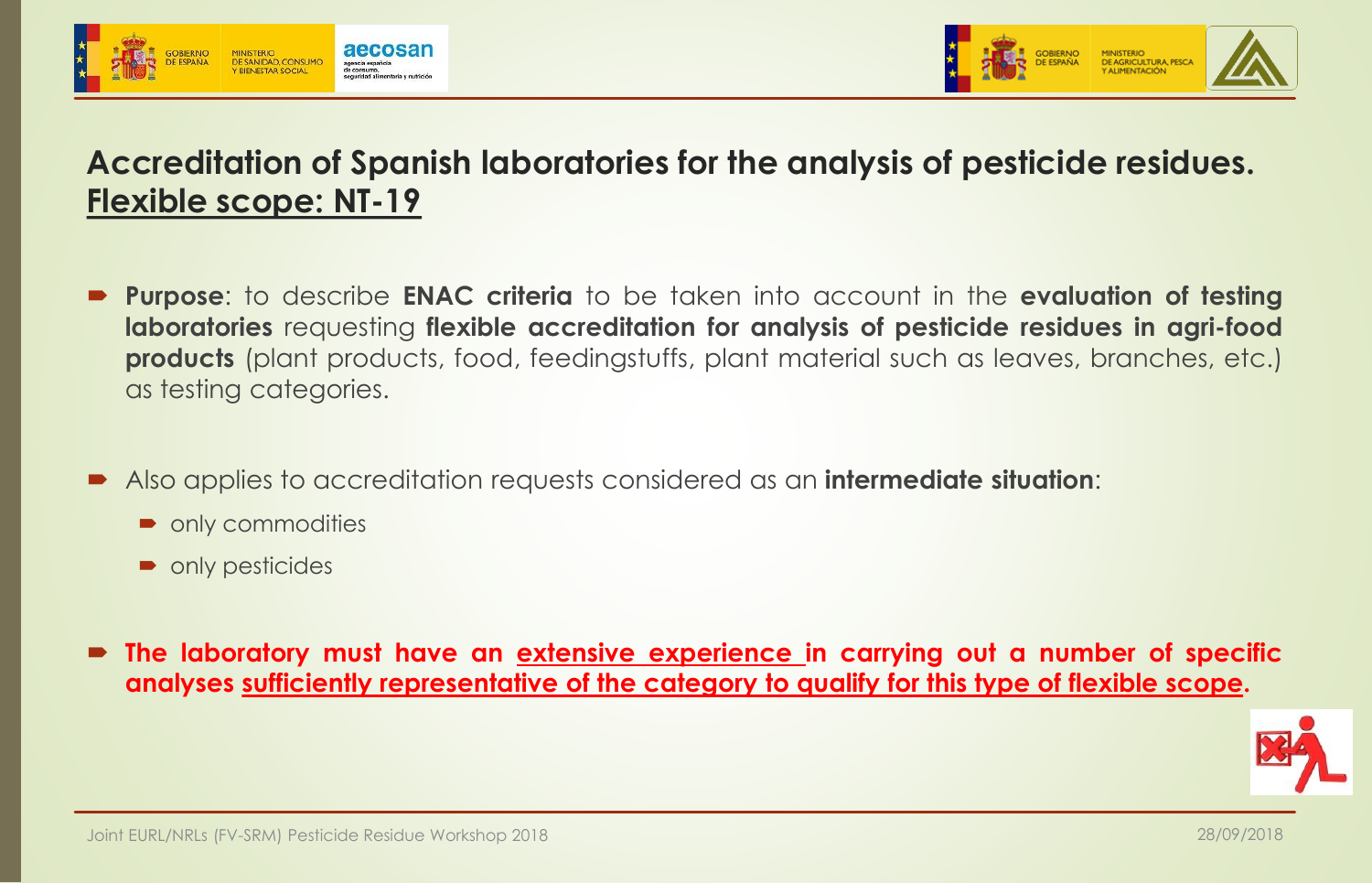## Accreditation of Spanish laboratories for the analysis of pesticide residues. Flexible scope: NT-19

- **Purpose**: to describe **ENAC criteria** to be taken into account in the **evaluation of testing laboratories** requesting **flexible accreditation for analysis of pesticide residues in agri-food products** (plant products, food, feedingstuffs, plant material such as leaves, branches, etc.) as testing categories.

- Also applies to accreditation requests considered as an **intermediate situation**:
  - only commodities
  - only pesticides

- **The laboratory must have an extensive experience in carrying out a number of specific analyses sufficiently representative of the category to qualify for this type of flexible scope.**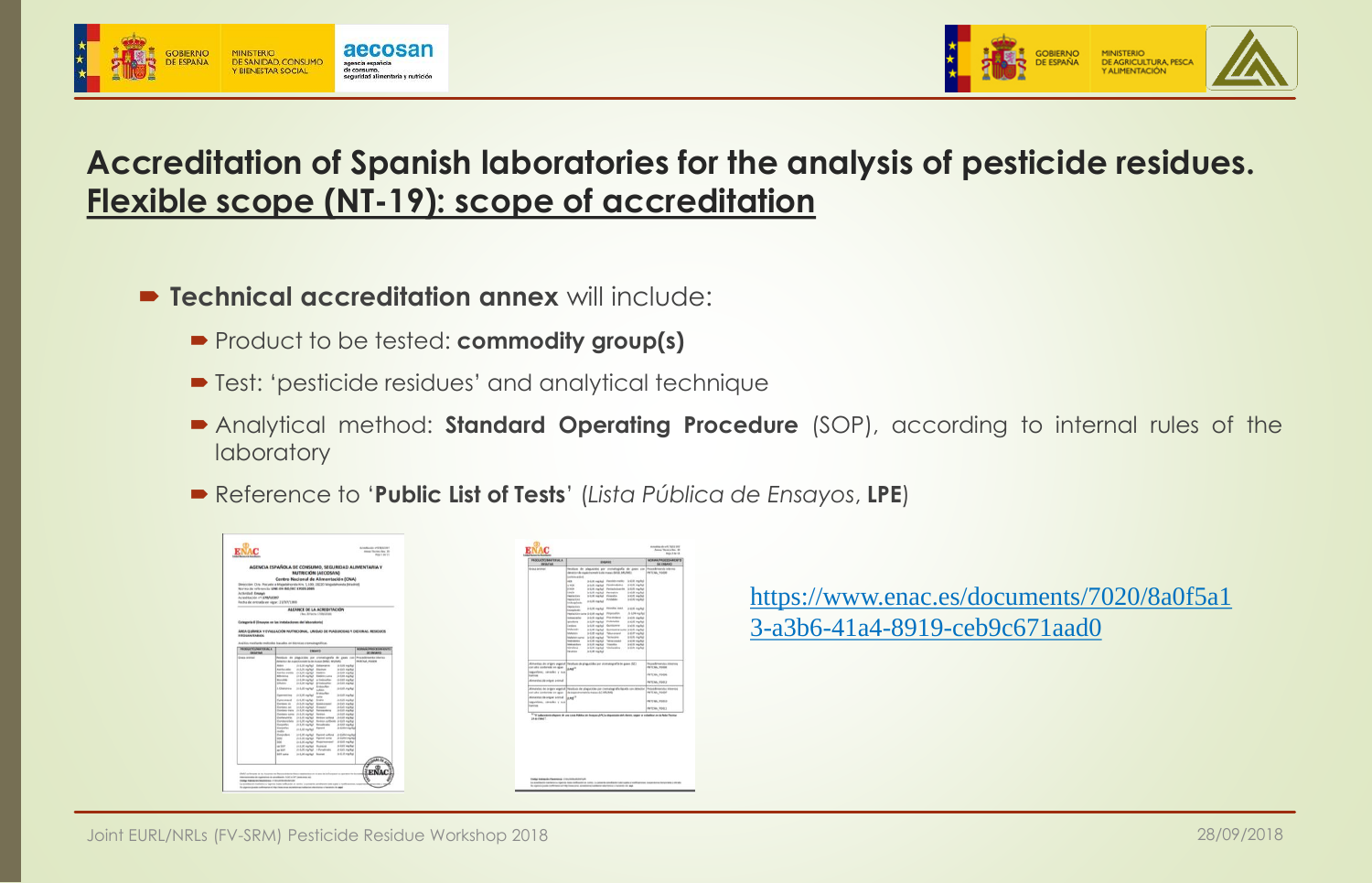# Accreditation of Spanish laboratories for the analysis of pesticide residues. Flexible scope (NT-19): scope of accreditation

- **Technical accreditation annex** will include:
  - Product to be tested: **commodity group(s)**
  - Test: 'pesticide residues' and analytical technique
  - Analytical method: **Standard Operating Procedure** (SOP), according to internal rules of the laboratory
  - Reference to '**Public List of Tests**' (*Lista Pública de Ensayos*, **LPE**)

https://www.enac.es/documents/7020/8a0f5a13-a3b6-41a4-8919-ceb9c671aad0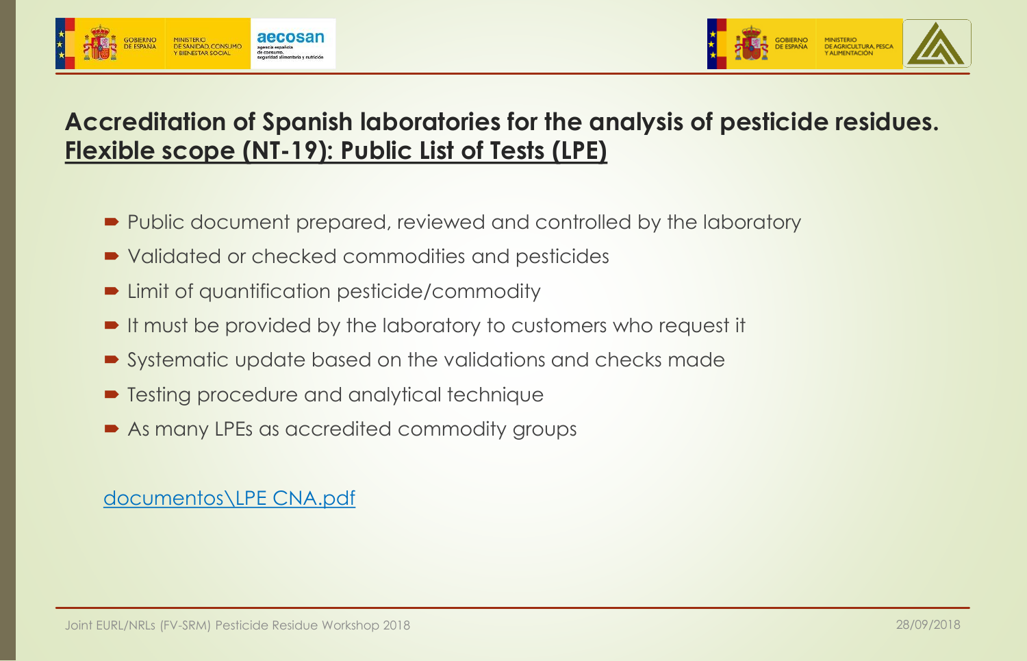## Accreditation of Spanish laboratories for the analysis of pesticide residues.

## Flexible scope (NT-19): Public List of Tests (LPE)

- Public document prepared, reviewed and controlled by the laboratory
- Validated or checked commodities and pesticides
- Limit of quantification pesticide/commodity
- It must be provided by the laboratory to customers who request it
- Systematic update based on the validations and checks made
- Testing procedure and analytical technique
- As many LPEs as accredited commodity groups

documentos\LPE CNA.pdf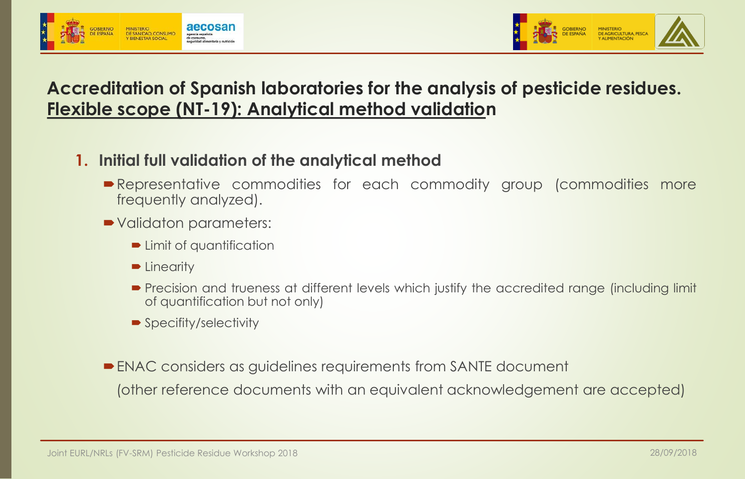# Accreditation of Spanish laboratories for the analysis of pesticide residues. Flexible scope (NT-19): Analytical method validation

1. **Initial full validation of the analytical method**
   - Representative commodities for each commodity group (commodities more frequently analyzed).
   - Validaton parameters:
     - Limit of quantification
     - Linearity
     - Precision and trueness at different levels which justify the accredited range (including limit of quantification but not only)
     - Specifity/selectivity
   - ENAC considers as guidelines requirements from SANTE document

     (other reference documents with an equivalent acknowledgement are accepted)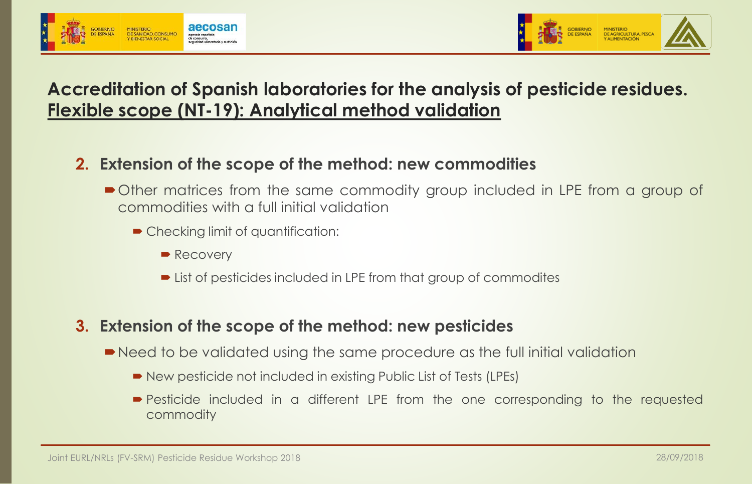# Accreditation of Spanish laboratories for the analysis of pesticide residues. Flexible scope (NT-19): Analytical method validation

2. **Extension of the scope of the method: new commodities**
   - Other matrices from the same commodity group included in LPE from a group of commodities with a full initial validation
     - Checking limit of quantification:
       - Recovery
       - List of pesticides included in LPE from that group of commodites

3. **Extension of the scope of the method: new pesticides**
   - Need to be validated using the same procedure as the full initial validation
     - New pesticide not included in existing Public List of Tests (LPEs)
     - Pesticide included in a different LPE from the one corresponding to the requested commodity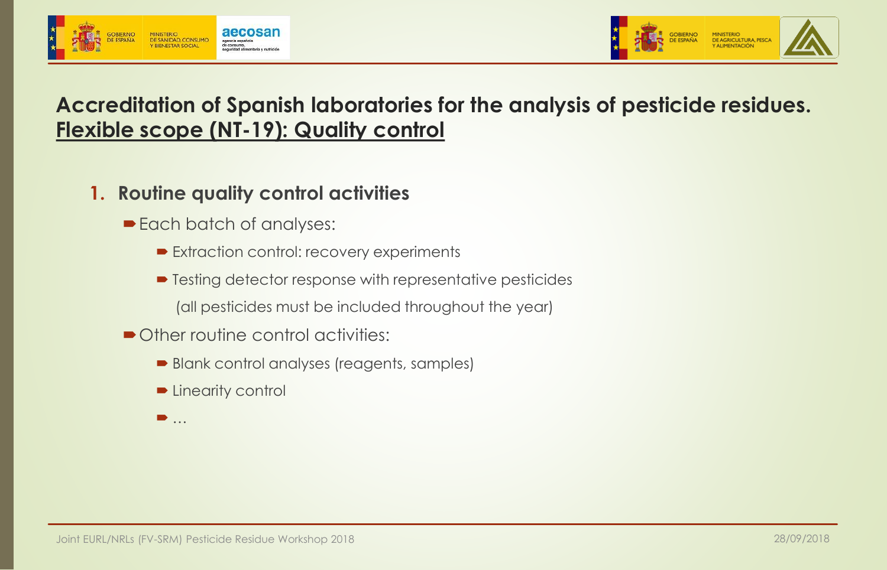# Accreditation of Spanish laboratories for the analysis of pesticide residues. Flexible scope (NT-19): Quality control

1. **Routine quality control activities**
   - Each batch of analyses:
     - Extraction control: recovery experiments
     - Testing detector response with representative pesticides (all pesticides must be included throughout the year)
   - Other routine control activities:
     - Blank control analyses (reagents, samples)
     - Linearity control
     - …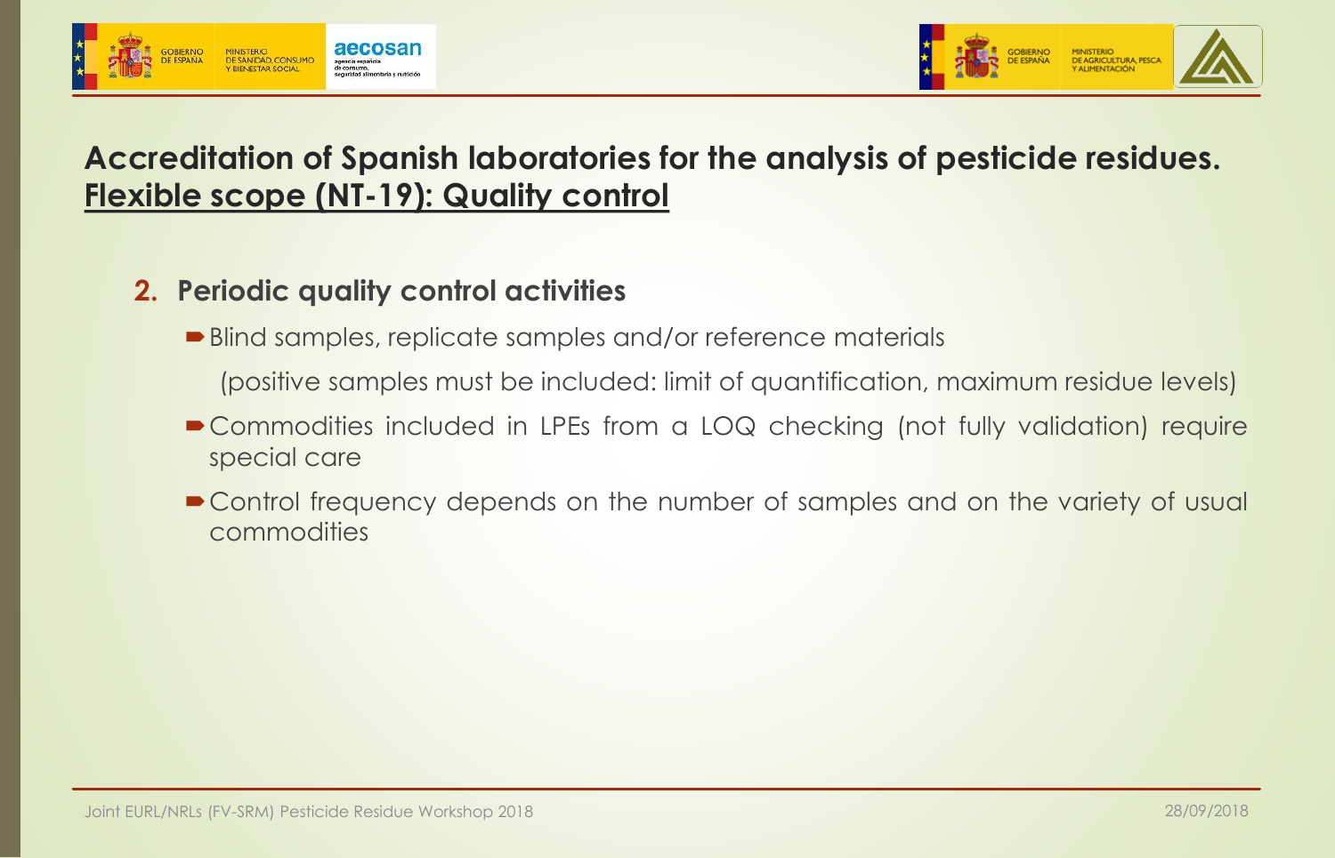# Accreditation of Spanish laboratories for the analysis of pesticide residues.
## Flexible scope (NT-19): Quality control

2. **Periodic quality control activities**

- Blind samples, replicate samples and/or reference materials

  (positive samples must be included: limit of quantification, maximum residue levels)

- Commodities included in LPEs from a LOQ checking (not fully validation) require special care

- Control frequency depends on the number of samples and on the variety of usual commodities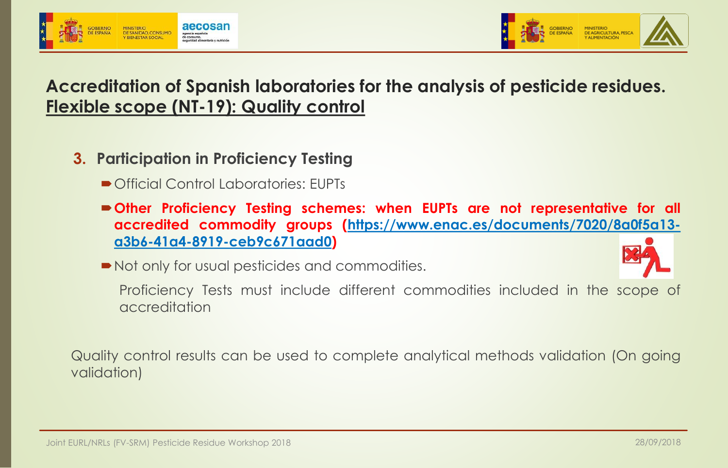## Accreditation of Spanish laboratories for the analysis of pesticide residues. Flexible scope (NT-19): Quality control

### 3. Participation in Proficiency Testing

- Official Control Laboratories: EUPTs
- **Other Proficiency Testing schemes: when EUPTs are not representative for all accredited commodity groups ([https://www.enac.es/documents/7020/8a0f5a13-a3b6-41a4-8919-ceb9c671aad0](https://www.enac.es/documents/7020/8a0f5a13-a3b6-41a4-8919-ceb9c671aad0))**
- Not only for usual pesticides and commodities.

  Proficiency Tests must include different commodities included in the scope of accreditation

Quality control results can be used to complete analytical methods validation (On going validation)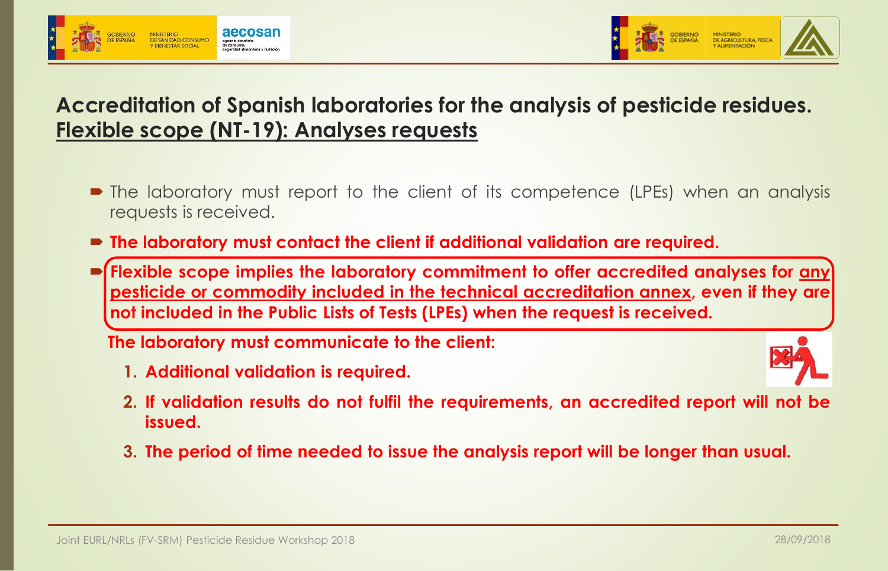# Accreditation of Spanish laboratories for the analysis of pesticide residues.

## Flexible scope (NT-19): Analyses requests

- The laboratory must report to the client of its competence (LPEs) when an analysis requests is received.
- **The laboratory must contact the client if additional validation are required.**
- **Flexible scope implies the laboratory commitment to offer accredited analyses for any pesticide or commodity included in the technical accreditation annex, even if they are not included in the Public Lists of Tests (LPEs) when the request is received.**

**The laboratory must communicate to the client:**

1. **Additional validation is required.**
2. **If validation results do not fulfil the requirements, an accredited report will not be issued.**
3. **The period of time needed to issue the analysis report will be longer than usual.**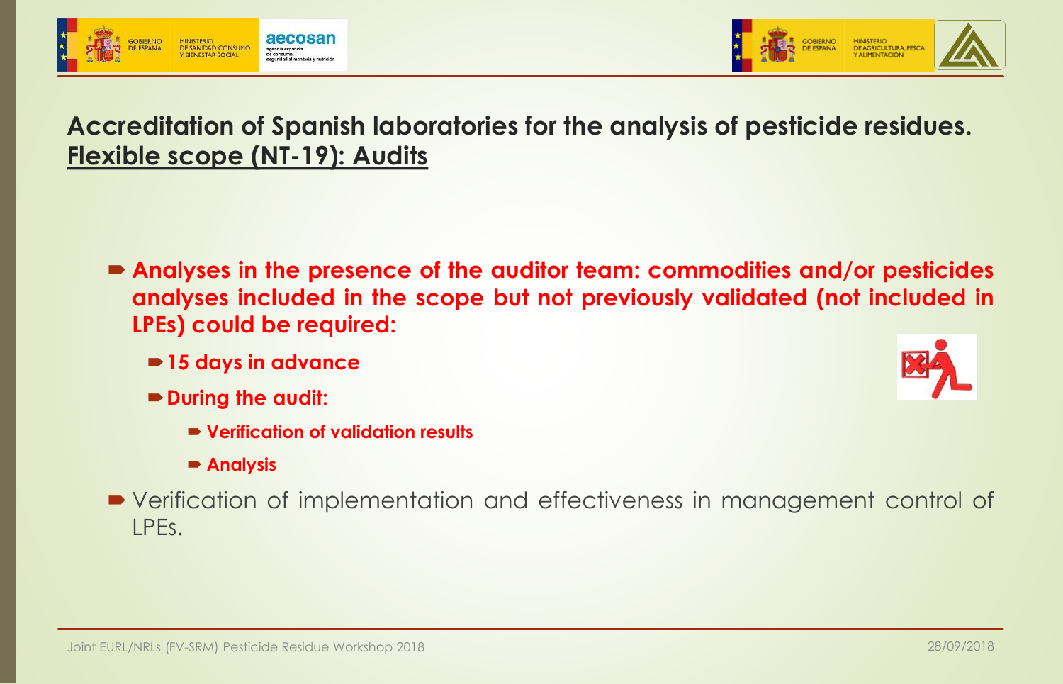## Accreditation of Spanish laboratories for the analysis of pesticide residues. <u>Flexible scope (NT-19): Audits</u>

- **Analyses in the presence of the auditor team: commodities and/or pesticides analyses included in the scope but not previously validated (not included in LPEs) could be required:**
  - **15 days in advance**
  - **During the audit:**
    - **Verification of validation results**
    - **Analysis**
- Verification of implementation and effectiveness in management control of LPEs.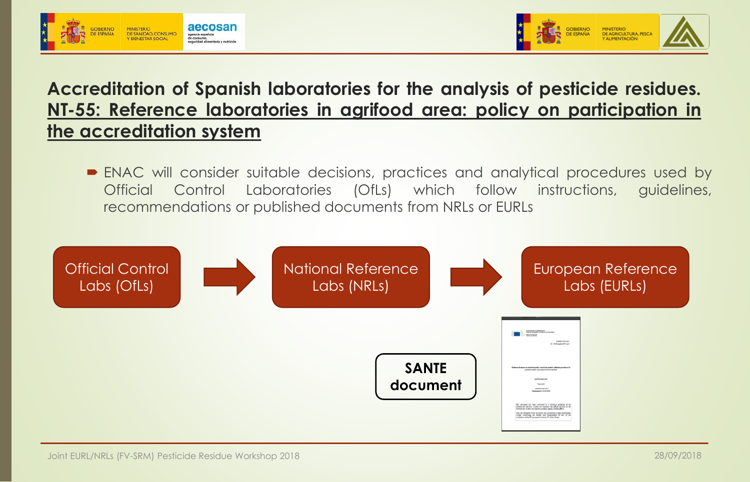## Accreditation of Spanish laboratories for the analysis of pesticide residues. NT-55: Reference laboratories in agrifood area: policy on participation in the accreditation system

- ENAC will consider suitable decisions, practices and analytical procedures used by Official Control Laboratories (OfLs) which follow instructions, guidelines, recommendations or published documents from NRLs or EURLs

Official Control Labs (OfLs) → National Reference Labs (NRLs) → European Reference Labs (EURLs)

**SANTE document**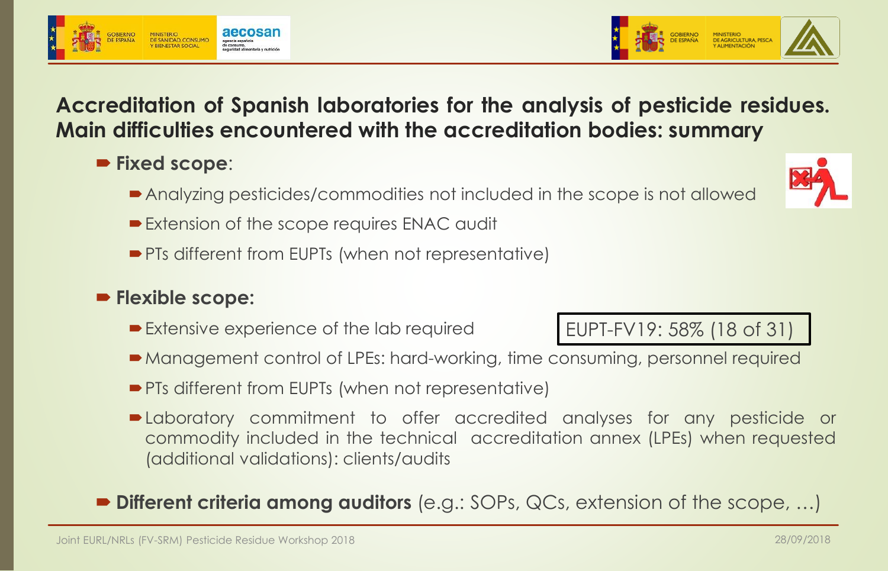## Accreditation of Spanish laboratories for the analysis of pesticide residues. Main difficulties encountered with the accreditation bodies: summary

- **Fixed scope**:
  - Analyzing pesticides/commodities not included in the scope is not allowed
  - Extension of the scope requires ENAC audit
  - PTs different from EUPTs (when not representative)
- **Flexible scope:**
  - Extensive experience of the lab required

    EUPT-FV19: 58% (18 of 31)
  - Management control of LPEs: hard-working, time consuming, personnel required
  - PTs different from EUPTs (when not representative)
  - Laboratory commitment to offer accredited analyses for any pesticide or commodity included in the technical accreditation annex (LPEs) when requested (additional validations): clients/audits
- **Different criteria among auditors** (e.g.: SOPs, QCs, extension of the scope, …)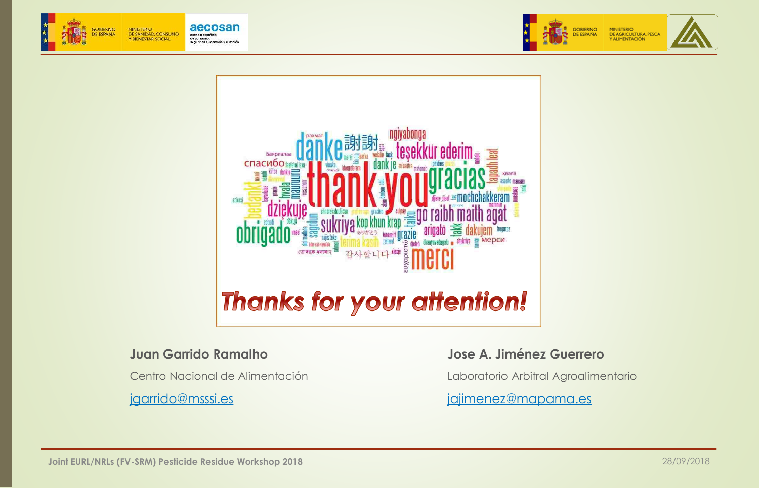*Thanks for your attention!*

**Juan Garrido Ramalho**

Centro Nacional de Alimentación

jgarrido@msssi.es

**Jose A. Jiménez Guerrero**

Laboratorio Arbitral Agroalimentario

jajimenez@mapama.es